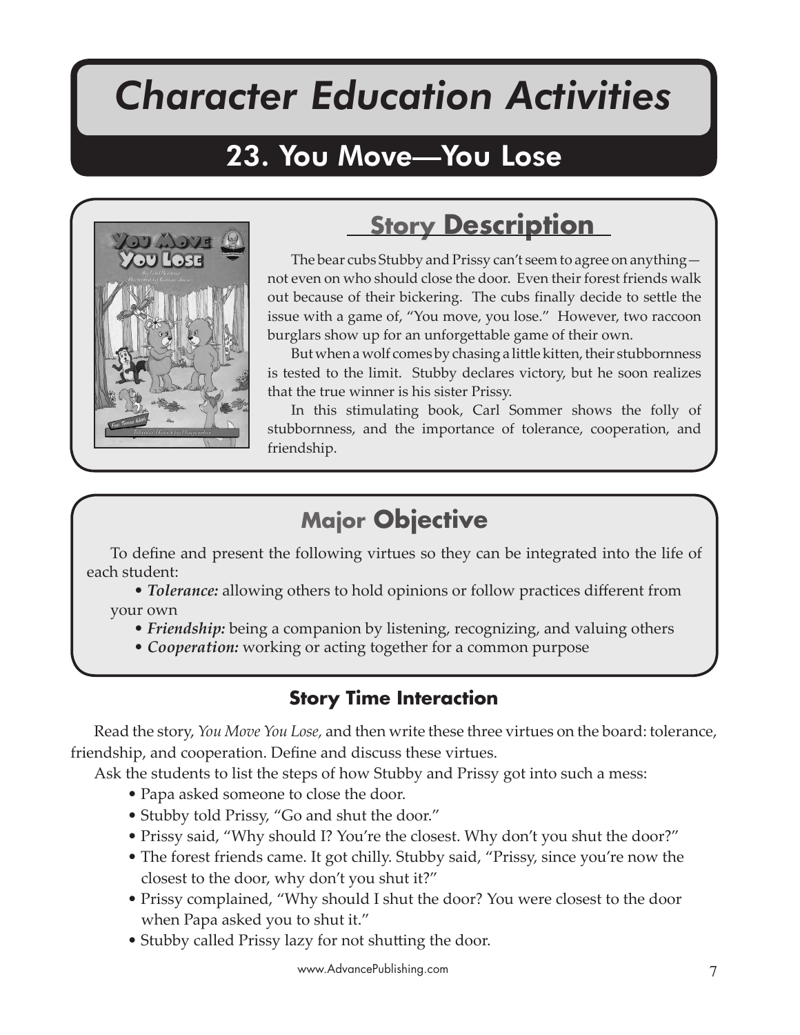# Character Education Activities

## 23. You Move—You Lose

### Story Description

The bear cubs Stubby and Prissy can't seem to agree on anything—not even on who should close the door. Even their forest friends walk out because of their bickering. The cubs finally decide to settle the issue with a game of, "You move, you lose." However, two raccoon burglars show up for an unforgettable game of their own.

But when a wolf comes by chasing a little kitten, their stubbornness is tested to the limit. Stubby declares victory, but he soon realizes that the true winner is his sister Prissy.

In this stimulating book, Carl Sommer shows the folly of stubbornness, and the importance of tolerance, cooperation, and friendship.

### Major Objective

To define and present the following virtues so they can be integrated into the life of each student:

- ***Tolerance:*** allowing others to hold opinions or follow practices different from your own
- ***Friendship:*** being a companion by listening, recognizing, and valuing others
- ***Cooperation:*** working or acting together for a common purpose

### Story Time Interaction

Read the story, *You Move You Lose,* and then write these three virtues on the board: tolerance, friendship, and cooperation. Define and discuss these virtues.

Ask the students to list the steps of how Stubby and Prissy got into such a mess:

- Papa asked someone to close the door.
- Stubby told Prissy, "Go and shut the door."
- Prissy said, "Why should I? You're the closest. Why don't you shut the door?"
- The forest friends came. It got chilly. Stubby said, "Prissy, since you're now the closest to the door, why don't you shut it?"
- Prissy complained, "Why should I shut the door? You were closest to the door when Papa asked you to shut it."
- Stubby called Prissy lazy for not shutting the door.

www.AdvancePublishing.com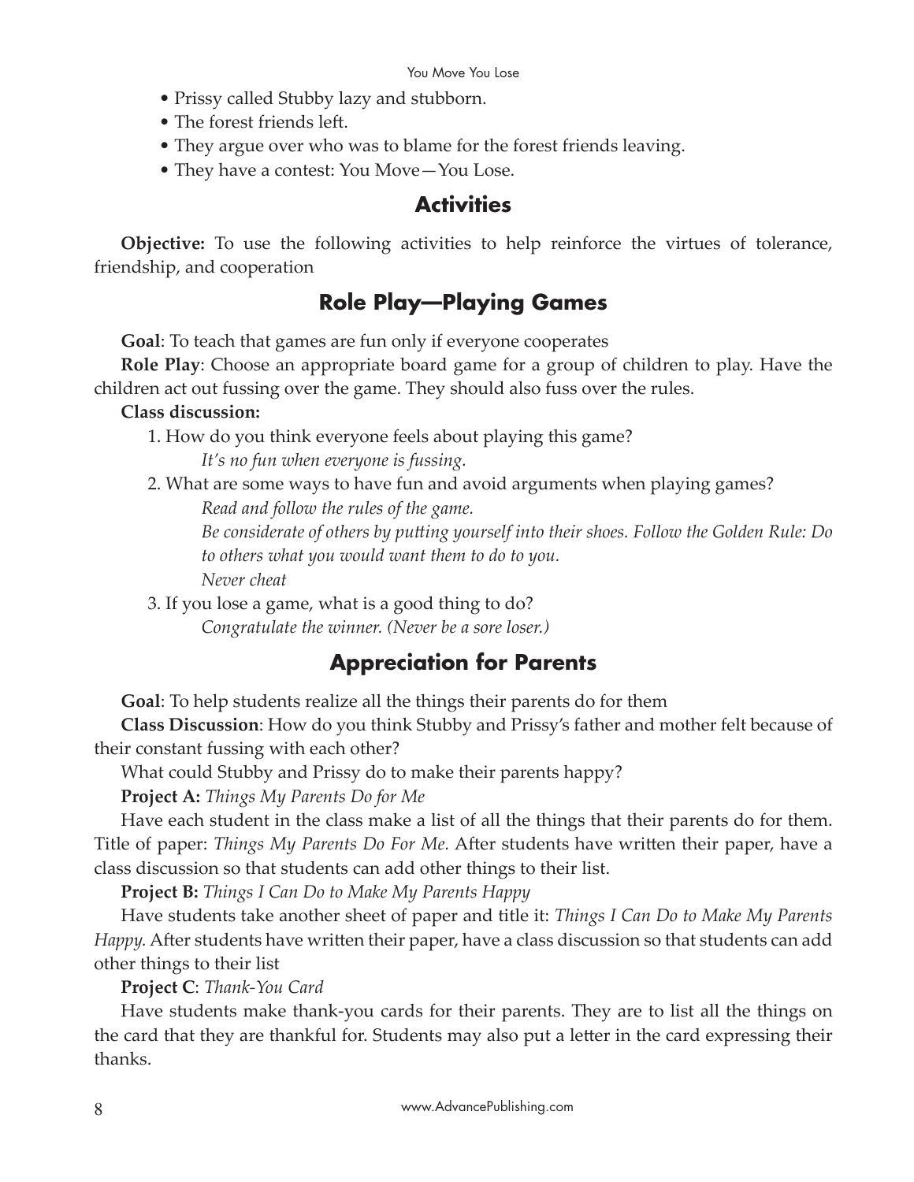- Prissy called Stubby lazy and stubborn.
- The forest friends left.
- They argue over who was to blame for the forest friends leaving.
- They have a contest: You Move—You Lose.

## Activities

**Objective:** To use the following activities to help reinforce the virtues of tolerance, friendship, and cooperation

## Role Play—Playing Games

**Goal**: To teach that games are fun only if everyone cooperates

**Role Play**: Choose an appropriate board game for a group of children to play. Have the children act out fussing over the game. They should also fuss over the rules.

**Class discussion:**

1. How do you think everyone feels about playing this game?

    *It's no fun when everyone is fussing.*

2. What are some ways to have fun and avoid arguments when playing games?

    *Read and follow the rules of the game.*

    *Be considerate of others by putting yourself into their shoes. Follow the Golden Rule: Do to others what you would want them to do to you.*

    *Never cheat*

3. If you lose a game, what is a good thing to do?

    *Congratulate the winner. (Never be a sore loser.)*

## Appreciation for Parents

**Goal**: To help students realize all the things their parents do for them

**Class Discussion**: How do you think Stubby and Prissy's father and mother felt because of their constant fussing with each other?

What could Stubby and Prissy do to make their parents happy?

**Project A:** *Things My Parents Do for Me*

Have each student in the class make a list of all the things that their parents do for them. Title of paper: *Things My Parents Do For Me.* After students have written their paper, have a class discussion so that students can add other things to their list.

**Project B:** *Things I Can Do to Make My Parents Happy*

Have students take another sheet of paper and title it: *Things I Can Do to Make My Parents Happy.* After students have written their paper, have a class discussion so that students can add other things to their list

**Project C**: *Thank-You Card*

Have students make thank-you cards for their parents. They are to list all the things on the card that they are thankful for. Students may also put a letter in the card expressing their thanks.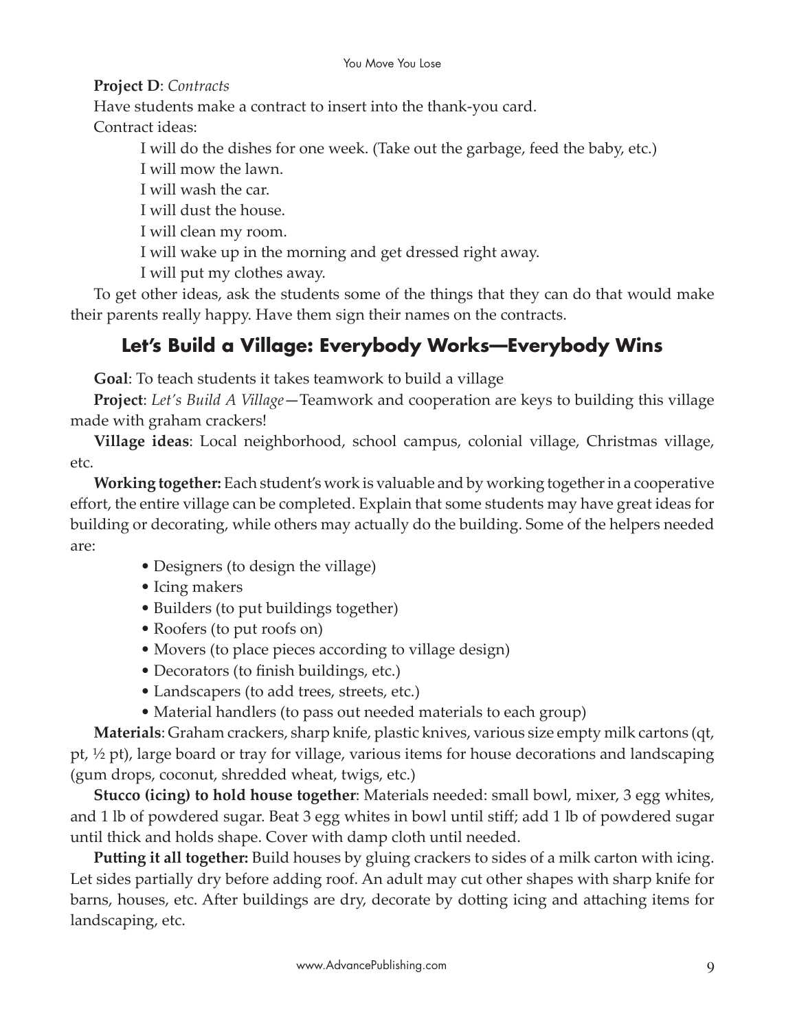**Project D**: *Contracts*

Have students make a contract to insert into the thank-you card.

Contract ideas:

I will do the dishes for one week. (Take out the garbage, feed the baby, etc.)
I will mow the lawn.
I will wash the car.
I will dust the house.
I will clean my room.
I will wake up in the morning and get dressed right away.
I will put my clothes away.

To get other ideas, ask the students some of the things that they can do that would make their parents really happy. Have them sign their names on the contracts.

## Let's Build a Village: Everybody Works—Everybody Wins

**Goal**: To teach students it takes teamwork to build a village

**Project**: *Let's Build A Village*—Teamwork and cooperation are keys to building this village made with graham crackers!

**Village ideas**: Local neighborhood, school campus, colonial village, Christmas village, etc.

**Working together:** Each student's work is valuable and by working together in a cooperative effort, the entire village can be completed. Explain that some students may have great ideas for building or decorating, while others may actually do the building. Some of the helpers needed are:

- Designers (to design the village)
- Icing makers
- Builders (to put buildings together)
- Roofers (to put roofs on)
- Movers (to place pieces according to village design)
- Decorators (to finish buildings, etc.)
- Landscapers (to add trees, streets, etc.)
- Material handlers (to pass out needed materials to each group)

**Materials**: Graham crackers, sharp knife, plastic knives, various size empty milk cartons (qt, pt, ½ pt), large board or tray for village, various items for house decorations and landscaping (gum drops, coconut, shredded wheat, twigs, etc.)

**Stucco (icing) to hold house together**: Materials needed: small bowl, mixer, 3 egg whites, and 1 lb of powdered sugar. Beat 3 egg whites in bowl until stiff; add 1 lb of powdered sugar until thick and holds shape. Cover with damp cloth until needed.

**Putting it all together:** Build houses by gluing crackers to sides of a milk carton with icing. Let sides partially dry before adding roof. An adult may cut other shapes with sharp knife for barns, houses, etc. After buildings are dry, decorate by dotting icing and attaching items for landscaping, etc.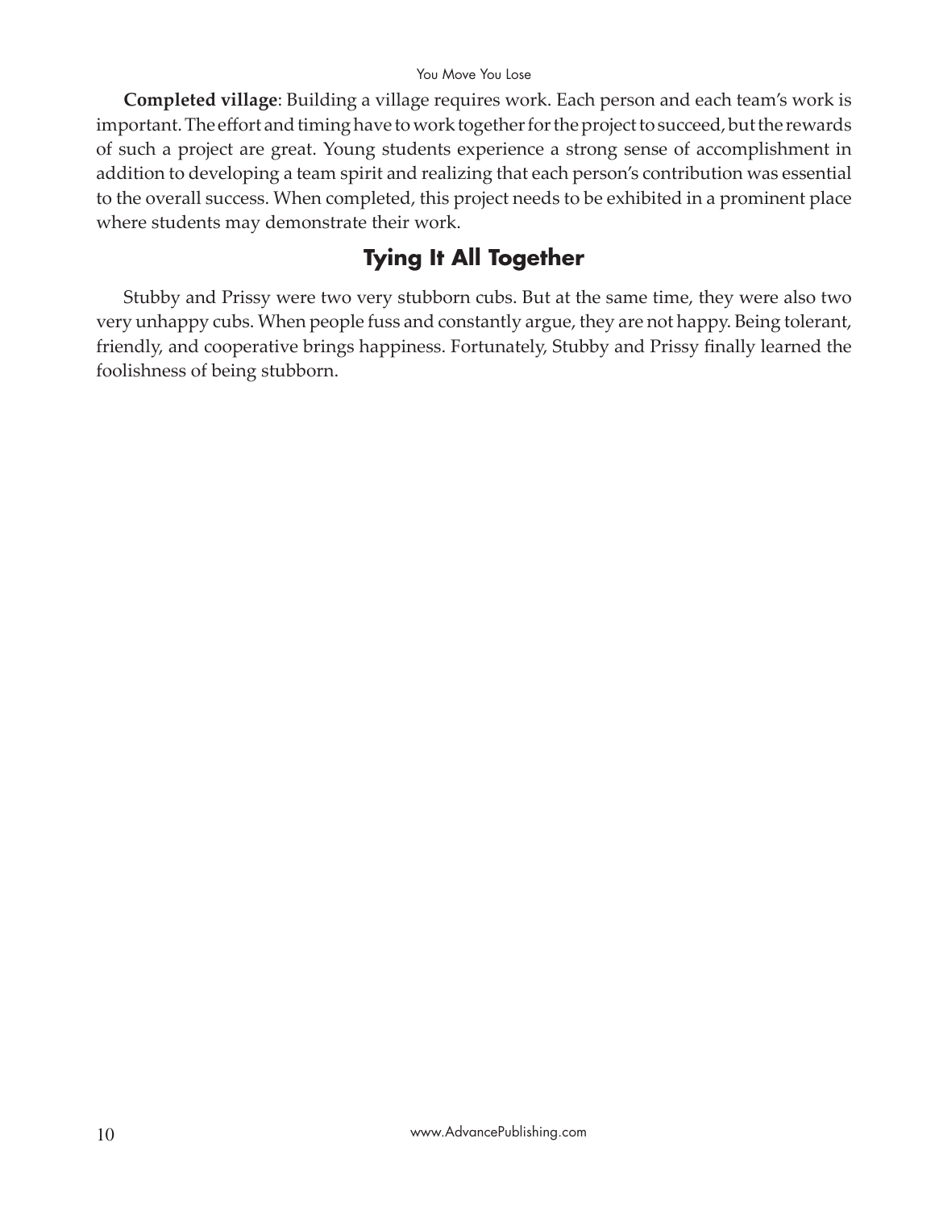**Completed village**: Building a village requires work. Each person and each team's work is important. The effort and timing have to work together for the project to succeed, but the rewards of such a project are great. Young students experience a strong sense of accomplishment in addition to developing a team spirit and realizing that each person's contribution was essential to the overall success. When completed, this project needs to be exhibited in a prominent place where students may demonstrate their work.

## Tying It All Together

Stubby and Prissy were two very stubborn cubs. But at the same time, they were also two very unhappy cubs. When people fuss and constantly argue, they are not happy. Being tolerant, friendly, and cooperative brings happiness. Fortunately, Stubby and Prissy finally learned the foolishness of being stubborn.